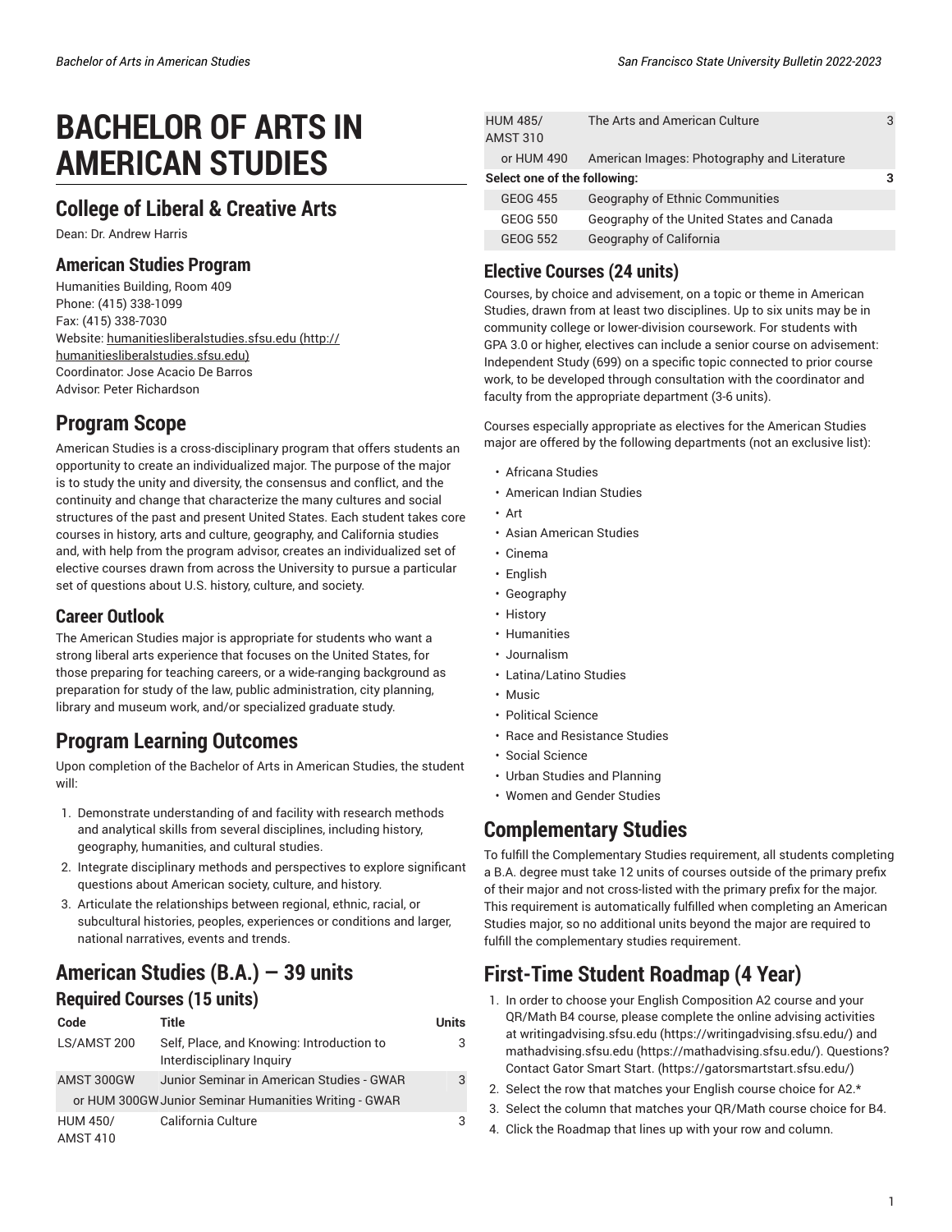# BACHELOR OF ARTS IN AMERICAN STUDIES

## College of Liberal & Creative Arts

Dean: Dr. Andrew Harris

### American Studies Program

Humanities Building, Room 409
Phone: (415) 338-1099
Fax: (415) 338-7030
Website: humanitiesliberalstudies.sfsu.edu (http://humanitiesliberalstudies.sfsu.edu)
Coordinator: Jose Acacio De Barros
Advisor: Peter Richardson

## Program Scope

American Studies is a cross-disciplinary program that offers students an opportunity to create an individualized major. The purpose of the major is to study the unity and diversity, the consensus and conflict, and the continuity and change that characterize the many cultures and social structures of the past and present United States. Each student takes core courses in history, arts and culture, geography, and California studies and, with help from the program advisor, creates an individualized set of elective courses drawn from across the University to pursue a particular set of questions about U.S. history, culture, and society.

### Career Outlook

The American Studies major is appropriate for students who want a strong liberal arts experience that focuses on the United States, for those preparing for teaching careers, or a wide-ranging background as preparation for study of the law, public administration, city planning, library and museum work, and/or specialized graduate study.

## Program Learning Outcomes

Upon completion of the Bachelor of Arts in American Studies, the student will:

1. Demonstrate understanding of and facility with research methods and analytical skills from several disciplines, including history, geography, humanities, and cultural studies.
2. Integrate disciplinary methods and perspectives to explore significant questions about American society, culture, and history.
3. Articulate the relationships between regional, ethnic, racial, or subcultural histories, peoples, experiences or conditions and larger, national narratives, events and trends.

## American Studies (B.A.) — 39 units

### Required Courses (15 units)

| Code | Title | Units |
|---|---|---|
| LS/AMST 200 | Self, Place, and Knowing: Introduction to Interdisciplinary Inquiry | 3 |
| AMST 300GW | Junior Seminar in American Studies - GWAR | 3 |
| or HUM 300GW | Junior Seminar Humanities Writing - GWAR | |
| HUM 450/ AMST 410 | California Culture | 3 |
| HUM 485/ AMST 310 | The Arts and American Culture | 3 |
| or HUM 490 | American Images: Photography and Literature | |
| **Select one of the following:** | | **3** |
| GEOG 455 | Geography of Ethnic Communities | |
| GEOG 550 | Geography of the United States and Canada | |
| GEOG 552 | Geography of California | |

### Elective Courses (24 units)

Courses, by choice and advisement, on a topic or theme in American Studies, drawn from at least two disciplines. Up to six units may be in community college or lower-division coursework. For students with GPA 3.0 or higher, electives can include a senior course on advisement: Independent Study (699) on a specific topic connected to prior course work, to be developed through consultation with the coordinator and faculty from the appropriate department (3-6 units).

Courses especially appropriate as electives for the American Studies major are offered by the following departments (not an exclusive list):

- Africana Studies
- American Indian Studies
- Art
- Asian American Studies
- Cinema
- English
- Geography
- History
- Humanities
- Journalism
- Latina/Latino Studies
- Music
- Political Science
- Race and Resistance Studies
- Social Science
- Urban Studies and Planning
- Women and Gender Studies

## Complementary Studies

To fulfill the Complementary Studies requirement, all students completing a B.A. degree must take 12 units of courses outside of the primary prefix of their major and not cross-listed with the primary prefix for the major. This requirement is automatically fulfilled when completing an American Studies major, so no additional units beyond the major are required to fulfill the complementary studies requirement.

## First-Time Student Roadmap (4 Year)

1. In order to choose your English Composition A2 course and your QR/Math B4 course, please complete the online advising activities at writingadvising.sfsu.edu (https://writingadvising.sfsu.edu/) and mathadvising.sfsu.edu (https://mathadvising.sfsu.edu/). Questions? Contact Gator Smart Start. (https://gatorsmartstart.sfsu.edu/)
2. Select the row that matches your English course choice for A2.*
3. Select the column that matches your QR/Math course choice for B4.
4. Click the Roadmap that lines up with your row and column.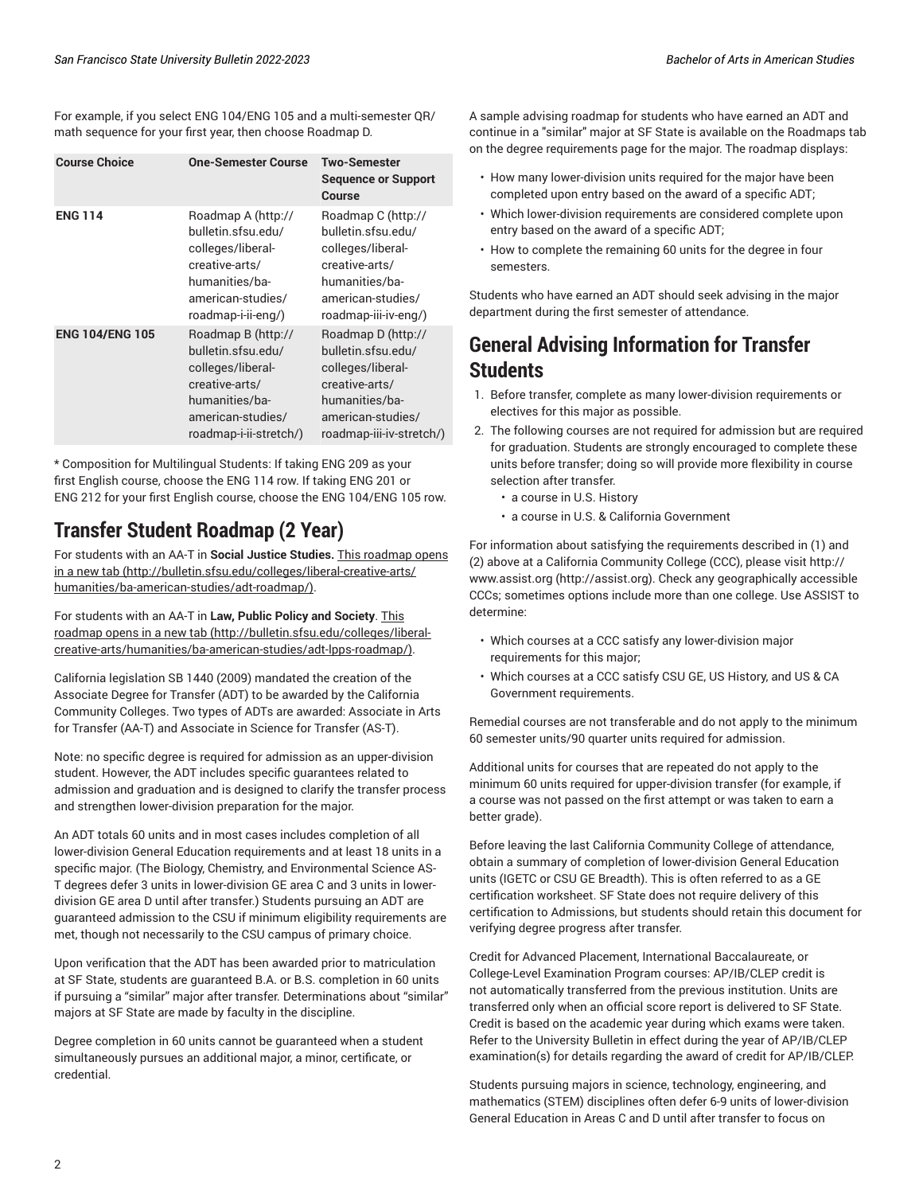For example, if you select ENG 104/ENG 105 and a multi-semester QR/ math sequence for your first year, then choose Roadmap D.

| Course Choice | One-Semester Course | Two-Semester Sequence or Support Course |
|---|---|---|
| **ENG 114** | Roadmap A (http://bulletin.sfsu.edu/colleges/liberal-creative-arts/humanities/ba-american-studies/roadmap-i-ii-eng/) | Roadmap C (http://bulletin.sfsu.edu/colleges/liberal-creative-arts/humanities/ba-american-studies/roadmap-iii-iv-eng/) |
| **ENG 104/ENG 105** | Roadmap B (http://bulletin.sfsu.edu/colleges/liberal-creative-arts/humanities/ba-american-studies/roadmap-i-ii-stretch/) | Roadmap D (http://bulletin.sfsu.edu/colleges/liberal-creative-arts/humanities/ba-american-studies/roadmap-iii-iv-stretch/) |

* Composition for Multilingual Students: If taking ENG 209 as your first English course, choose the ENG 114 row. If taking ENG 201 or ENG 212 for your first English course, choose the ENG 104/ENG 105 row.

## Transfer Student Roadmap (2 Year)

For students with an AA-T in **Social Justice Studies.** This roadmap opens in a new tab (http://bulletin.sfsu.edu/colleges/liberal-creative-arts/humanities/ba-american-studies/adt-roadmap/).

For students with an AA-T in **Law, Public Policy and Society**. This roadmap opens in a new tab (http://bulletin.sfsu.edu/colleges/liberal-creative-arts/humanities/ba-american-studies/adt-lpps-roadmap/).

California legislation SB 1440 (2009) mandated the creation of the Associate Degree for Transfer (ADT) to be awarded by the California Community Colleges. Two types of ADTs are awarded: Associate in Arts for Transfer (AA-T) and Associate in Science for Transfer (AS-T).

Note: no specific degree is required for admission as an upper-division student. However, the ADT includes specific guarantees related to admission and graduation and is designed to clarify the transfer process and strengthen lower-division preparation for the major.

An ADT totals 60 units and in most cases includes completion of all lower-division General Education requirements and at least 18 units in a specific major. (The Biology, Chemistry, and Environmental Science AS-T degrees defer 3 units in lower-division GE area C and 3 units in lower-division GE area D until after transfer.) Students pursuing an ADT are guaranteed admission to the CSU if minimum eligibility requirements are met, though not necessarily to the CSU campus of primary choice.

Upon verification that the ADT has been awarded prior to matriculation at SF State, students are guaranteed B.A. or B.S. completion in 60 units if pursuing a "similar" major after transfer. Determinations about "similar" majors at SF State are made by faculty in the discipline.

Degree completion in 60 units cannot be guaranteed when a student simultaneously pursues an additional major, a minor, certificate, or credential.

A sample advising roadmap for students who have earned an ADT and continue in a "similar" major at SF State is available on the Roadmaps tab on the degree requirements page for the major. The roadmap displays:

- How many lower-division units required for the major have been completed upon entry based on the award of a specific ADT;
- Which lower-division requirements are considered complete upon entry based on the award of a specific ADT;
- How to complete the remaining 60 units for the degree in four semesters.

Students who have earned an ADT should seek advising in the major department during the first semester of attendance.

## General Advising Information for Transfer Students

1. Before transfer, complete as many lower-division requirements or electives for this major as possible.
2. The following courses are not required for admission but are required for graduation. Students are strongly encouraged to complete these units before transfer; doing so will provide more flexibility in course selection after transfer.
   - a course in U.S. History
   - a course in U.S. & California Government

For information about satisfying the requirements described in (1) and (2) above at a California Community College (CCC), please visit http://www.assist.org (http://assist.org). Check any geographically accessible CCCs; sometimes options include more than one college. Use ASSIST to determine:

- Which courses at a CCC satisfy any lower-division major requirements for this major;
- Which courses at a CCC satisfy CSU GE, US History, and US & CA Government requirements.

Remedial courses are not transferable and do not apply to the minimum 60 semester units/90 quarter units required for admission.

Additional units for courses that are repeated do not apply to the minimum 60 units required for upper-division transfer (for example, if a course was not passed on the first attempt or was taken to earn a better grade).

Before leaving the last California Community College of attendance, obtain a summary of completion of lower-division General Education units (IGETC or CSU GE Breadth). This is often referred to as a GE certification worksheet. SF State does not require delivery of this certification to Admissions, but students should retain this document for verifying degree progress after transfer.

Credit for Advanced Placement, International Baccalaureate, or College-Level Examination Program courses: AP/IB/CLEP credit is not automatically transferred from the previous institution. Units are transferred only when an official score report is delivered to SF State. Credit is based on the academic year during which exams were taken. Refer to the University Bulletin in effect during the year of AP/IB/CLEP examination(s) for details regarding the award of credit for AP/IB/CLEP.

Students pursuing majors in science, technology, engineering, and mathematics (STEM) disciplines often defer 6-9 units of lower-division General Education in Areas C and D until after transfer to focus on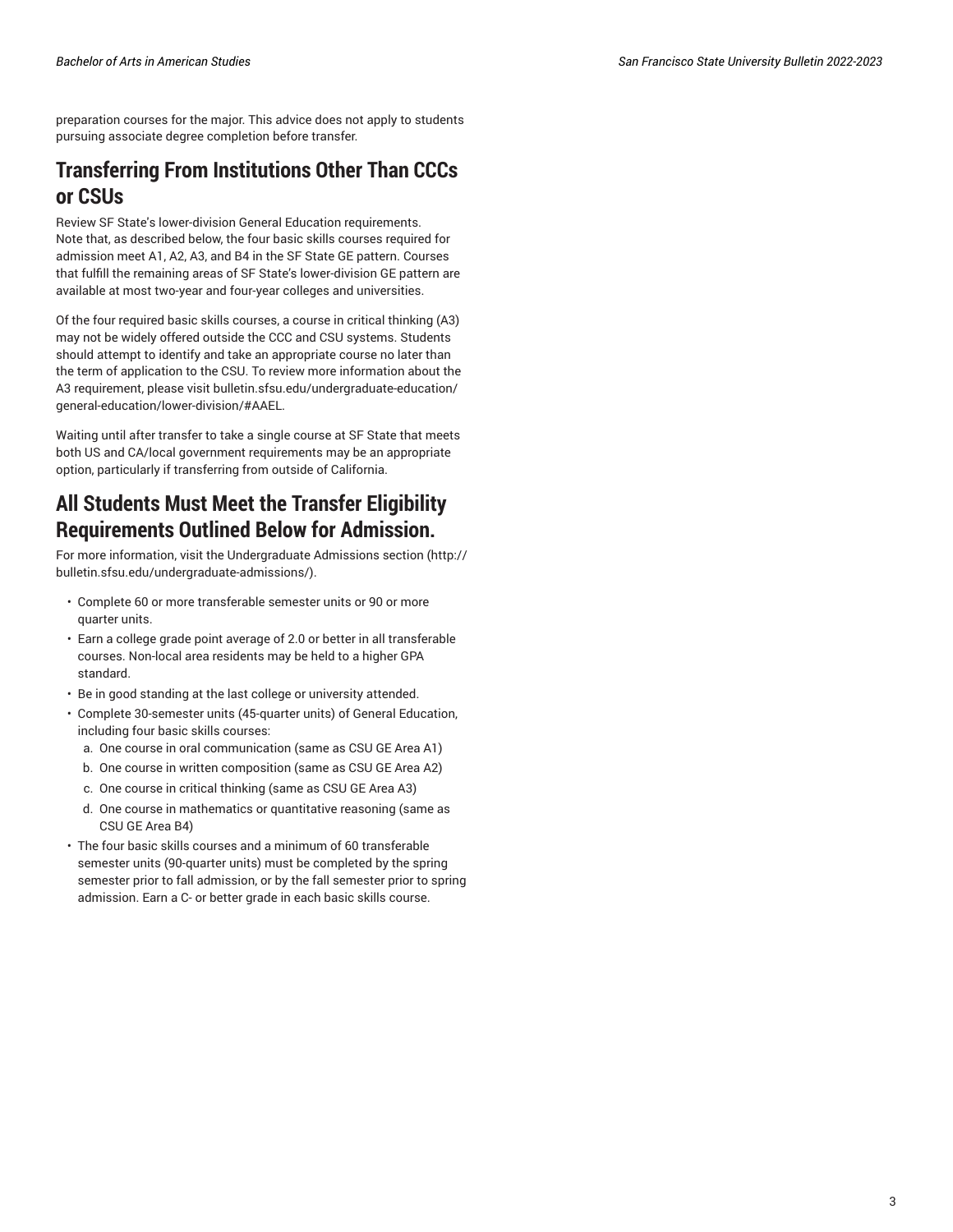preparation courses for the major. This advice does not apply to students pursuing associate degree completion before transfer.

## Transferring From Institutions Other Than CCCs or CSUs

Review SF State's lower-division General Education requirements. Note that, as described below, the four basic skills courses required for admission meet A1, A2, A3, and B4 in the SF State GE pattern. Courses that fulfill the remaining areas of SF State's lower-division GE pattern are available at most two-year and four-year colleges and universities.

Of the four required basic skills courses, a course in critical thinking (A3) may not be widely offered outside the CCC and CSU systems. Students should attempt to identify and take an appropriate course no later than the term of application to the CSU. To review more information about the A3 requirement, please visit bulletin.sfsu.edu/undergraduate-education/general-education/lower-division/#AAEL.

Waiting until after transfer to take a single course at SF State that meets both US and CA/local government requirements may be an appropriate option, particularly if transferring from outside of California.

## All Students Must Meet the Transfer Eligibility Requirements Outlined Below for Admission.

For more information, visit the Undergraduate Admissions section (http://bulletin.sfsu.edu/undergraduate-admissions/).

- Complete 60 or more transferable semester units or 90 or more quarter units.
- Earn a college grade point average of 2.0 or better in all transferable courses. Non-local area residents may be held to a higher GPA standard.
- Be in good standing at the last college or university attended.
- Complete 30-semester units (45-quarter units) of General Education, including four basic skills courses:
    a. One course in oral communication (same as CSU GE Area A1)
    b. One course in written composition (same as CSU GE Area A2)
    c. One course in critical thinking (same as CSU GE Area A3)
    d. One course in mathematics or quantitative reasoning (same as CSU GE Area B4)
- The four basic skills courses and a minimum of 60 transferable semester units (90-quarter units) must be completed by the spring semester prior to fall admission, or by the fall semester prior to spring admission. Earn a C- or better grade in each basic skills course.